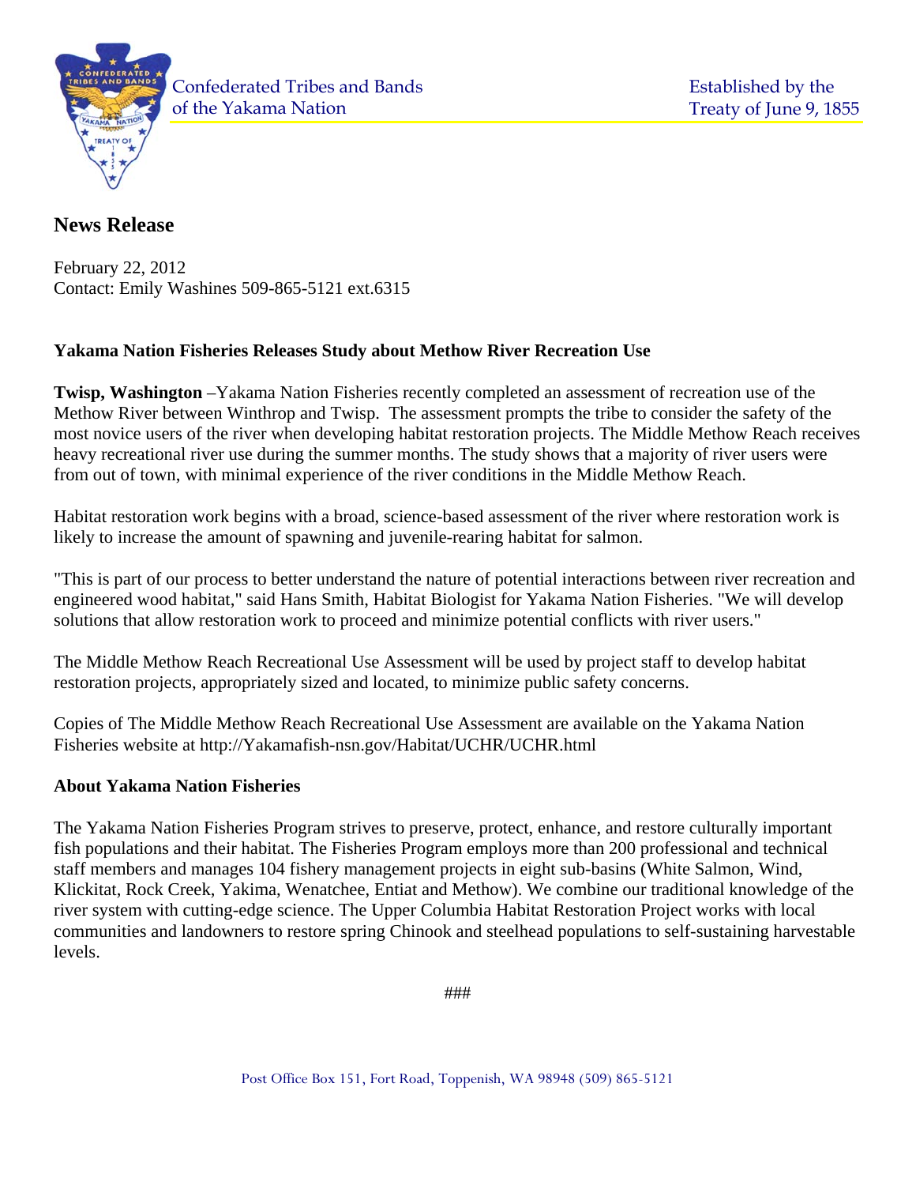Confederated Tribes and Bands of the Yakama Nation

Established by the Treaty of June 9, 1855

## News Release

February 22, 2012
Contact: Emily Washines 509-865-5121 ext.6315

**Yakama Nation Fisheries Releases Study about Methow River Recreation Use**

**Twisp, Washington** –Yakama Nation Fisheries recently completed an assessment of recreation use of the Methow River between Winthrop and Twisp. The assessment prompts the tribe to consider the safety of the most novice users of the river when developing habitat restoration projects. The Middle Methow Reach receives heavy recreational river use during the summer months. The study shows that a majority of river users were from out of town, with minimal experience of the river conditions in the Middle Methow Reach.

Habitat restoration work begins with a broad, science-based assessment of the river where restoration work is likely to increase the amount of spawning and juvenile-rearing habitat for salmon.

"This is part of our process to better understand the nature of potential interactions between river recreation and engineered wood habitat," said Hans Smith, Habitat Biologist for Yakama Nation Fisheries. "We will develop solutions that allow restoration work to proceed and minimize potential conflicts with river users."

The Middle Methow Reach Recreational Use Assessment will be used by project staff to develop habitat restoration projects, appropriately sized and located, to minimize public safety concerns.

Copies of The Middle Methow Reach Recreational Use Assessment are available on the Yakama Nation Fisheries website at http://Yakamafish-nsn.gov/Habitat/UCHR/UCHR.html

**About Yakama Nation Fisheries**

The Yakama Nation Fisheries Program strives to preserve, protect, enhance, and restore culturally important fish populations and their habitat. The Fisheries Program employs more than 200 professional and technical staff members and manages 104 fishery management projects in eight sub-basins (White Salmon, Wind, Klickitat, Rock Creek, Yakima, Wenatchee, Entiat and Methow). We combine our traditional knowledge of the river system with cutting-edge science. The Upper Columbia Habitat Restoration Project works with local communities and landowners to restore spring Chinook and steelhead populations to self-sustaining harvestable levels.

###

Post Office Box 151, Fort Road, Toppenish, WA 98948 (509) 865-5121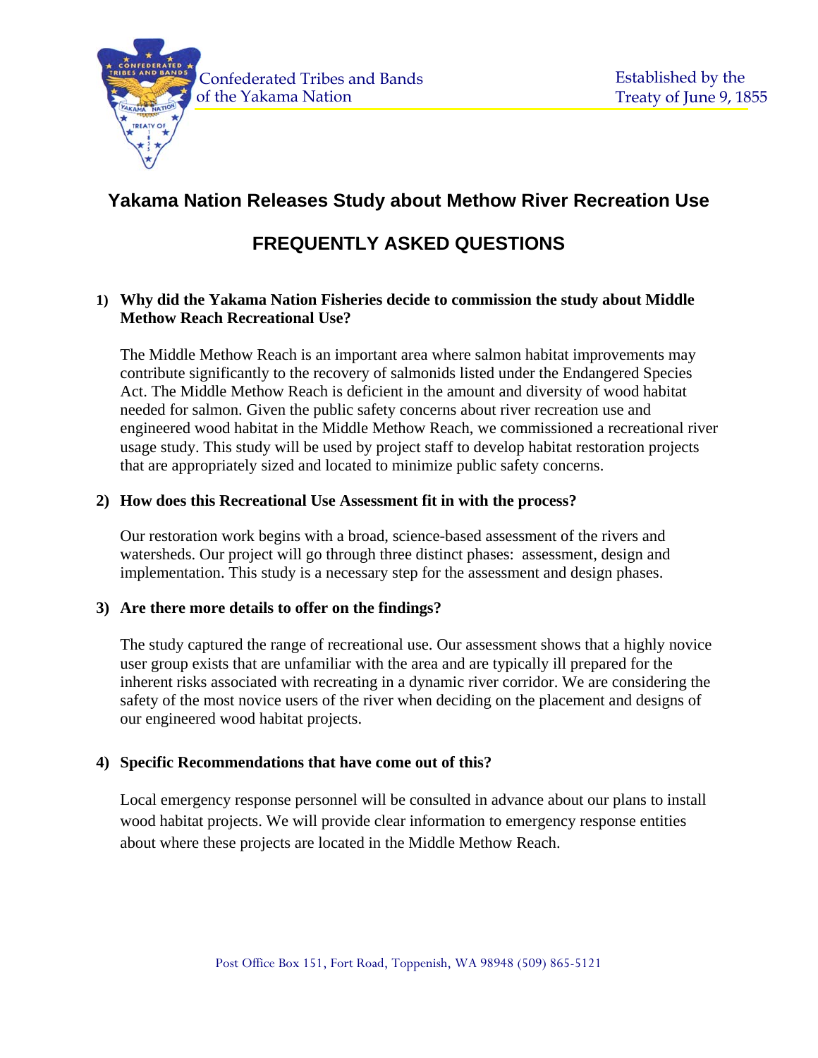Confederated Tribes and Bands of the Yakama Nation

Established by the Treaty of June 9, 1855

# Yakama Nation Releases Study about Methow River Recreation Use

## FREQUENTLY ASKED QUESTIONS

**1) Why did the Yakama Nation Fisheries decide to commission the study about Middle Methow Reach Recreational Use?**

The Middle Methow Reach is an important area where salmon habitat improvements may contribute significantly to the recovery of salmonids listed under the Endangered Species Act. The Middle Methow Reach is deficient in the amount and diversity of wood habitat needed for salmon. Given the public safety concerns about river recreation use and engineered wood habitat in the Middle Methow Reach, we commissioned a recreational river usage study. This study will be used by project staff to develop habitat restoration projects that are appropriately sized and located to minimize public safety concerns.

**2) How does this Recreational Use Assessment fit in with the process?**

Our restoration work begins with a broad, science-based assessment of the rivers and watersheds. Our project will go through three distinct phases: assessment, design and implementation. This study is a necessary step for the assessment and design phases.

**3) Are there more details to offer on the findings?**

The study captured the range of recreational use. Our assessment shows that a highly novice user group exists that are unfamiliar with the area and are typically ill prepared for the inherent risks associated with recreating in a dynamic river corridor. We are considering the safety of the most novice users of the river when deciding on the placement and designs of our engineered wood habitat projects.

**4) Specific Recommendations that have come out of this?**

Local emergency response personnel will be consulted in advance about our plans to install wood habitat projects. We will provide clear information to emergency response entities about where these projects are located in the Middle Methow Reach.

Post Office Box 151, Fort Road, Toppenish, WA 98948 (509) 865-5121